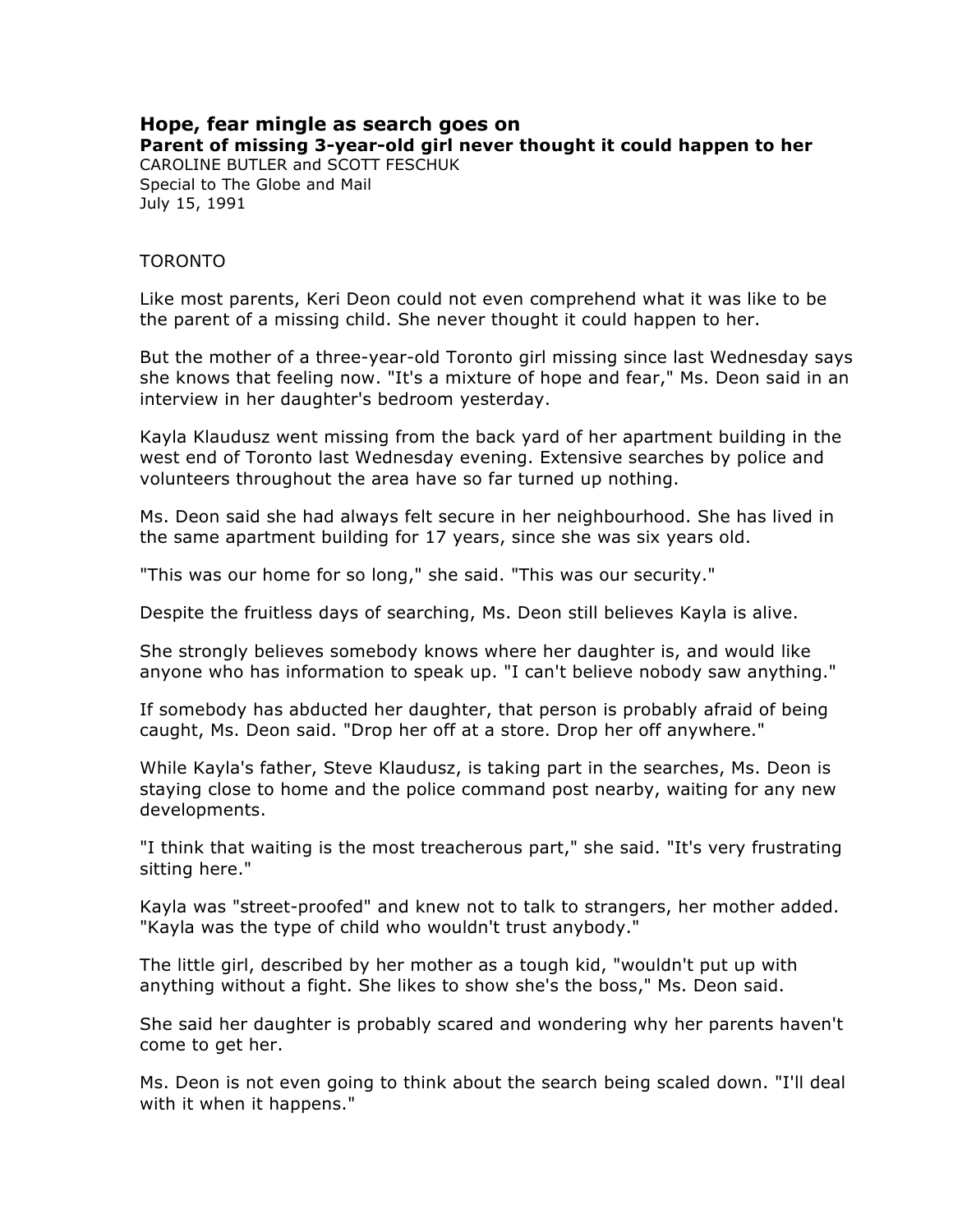# Hope, fear mingle as search goes on

**Parent of missing 3-year-old girl never thought it could happen to her**

CAROLINE BUTLER and SCOTT FESCHUK
Special to The Globe and Mail
July 15, 1991

TORONTO

Like most parents, Keri Deon could not even comprehend what it was like to be the parent of a missing child. She never thought it could happen to her.

But the mother of a three-year-old Toronto girl missing since last Wednesday says she knows that feeling now. "It's a mixture of hope and fear," Ms. Deon said in an interview in her daughter's bedroom yesterday.

Kayla Klaudusz went missing from the back yard of her apartment building in the west end of Toronto last Wednesday evening. Extensive searches by police and volunteers throughout the area have so far turned up nothing.

Ms. Deon said she had always felt secure in her neighbourhood. She has lived in the same apartment building for 17 years, since she was six years old.

"This was our home for so long," she said. "This was our security."

Despite the fruitless days of searching, Ms. Deon still believes Kayla is alive.

She strongly believes somebody knows where her daughter is, and would like anyone who has information to speak up. "I can't believe nobody saw anything."

If somebody has abducted her daughter, that person is probably afraid of being caught, Ms. Deon said. "Drop her off at a store. Drop her off anywhere."

While Kayla's father, Steve Klaudusz, is taking part in the searches, Ms. Deon is staying close to home and the police command post nearby, waiting for any new developments.

"I think that waiting is the most treacherous part," she said. "It's very frustrating sitting here."

Kayla was "street-proofed" and knew not to talk to strangers, her mother added. "Kayla was the type of child who wouldn't trust anybody."

The little girl, described by her mother as a tough kid, "wouldn't put up with anything without a fight. She likes to show she's the boss," Ms. Deon said.

She said her daughter is probably scared and wondering why her parents haven't come to get her.

Ms. Deon is not even going to think about the search being scaled down. "I'll deal with it when it happens."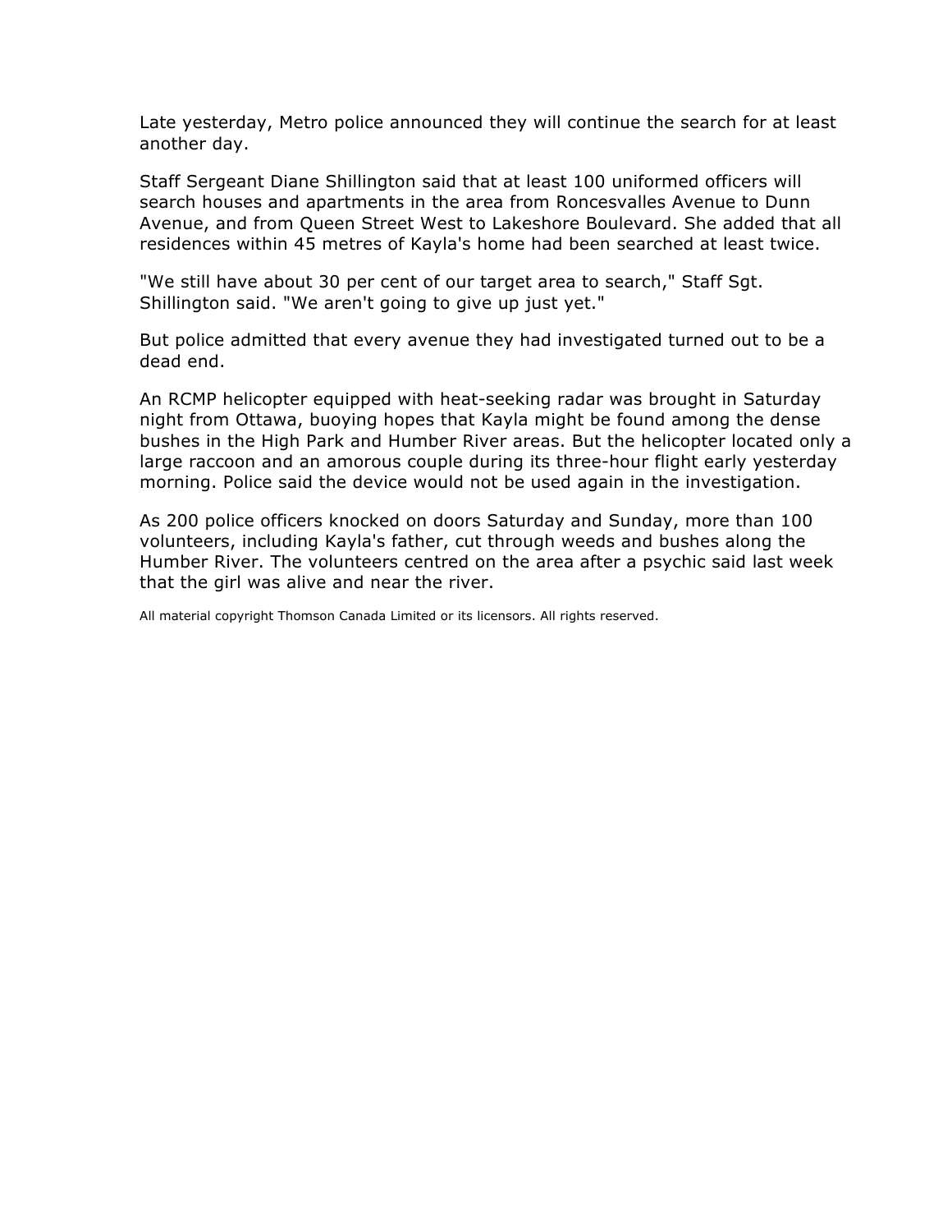Late yesterday, Metro police announced they will continue the search for at least another day.

Staff Sergeant Diane Shillington said that at least 100 uniformed officers will search houses and apartments in the area from Roncesvalles Avenue to Dunn Avenue, and from Queen Street West to Lakeshore Boulevard. She added that all residences within 45 metres of Kayla's home had been searched at least twice.

"We still have about 30 per cent of our target area to search," Staff Sgt. Shillington said. "We aren't going to give up just yet."

But police admitted that every avenue they had investigated turned out to be a dead end.

An RCMP helicopter equipped with heat-seeking radar was brought in Saturday night from Ottawa, buoying hopes that Kayla might be found among the dense bushes in the High Park and Humber River areas. But the helicopter located only a large raccoon and an amorous couple during its three-hour flight early yesterday morning. Police said the device would not be used again in the investigation.

As 200 police officers knocked on doors Saturday and Sunday, more than 100 volunteers, including Kayla's father, cut through weeds and bushes along the Humber River. The volunteers centred on the area after a psychic said last week that the girl was alive and near the river.

All material copyright Thomson Canada Limited or its licensors. All rights reserved.